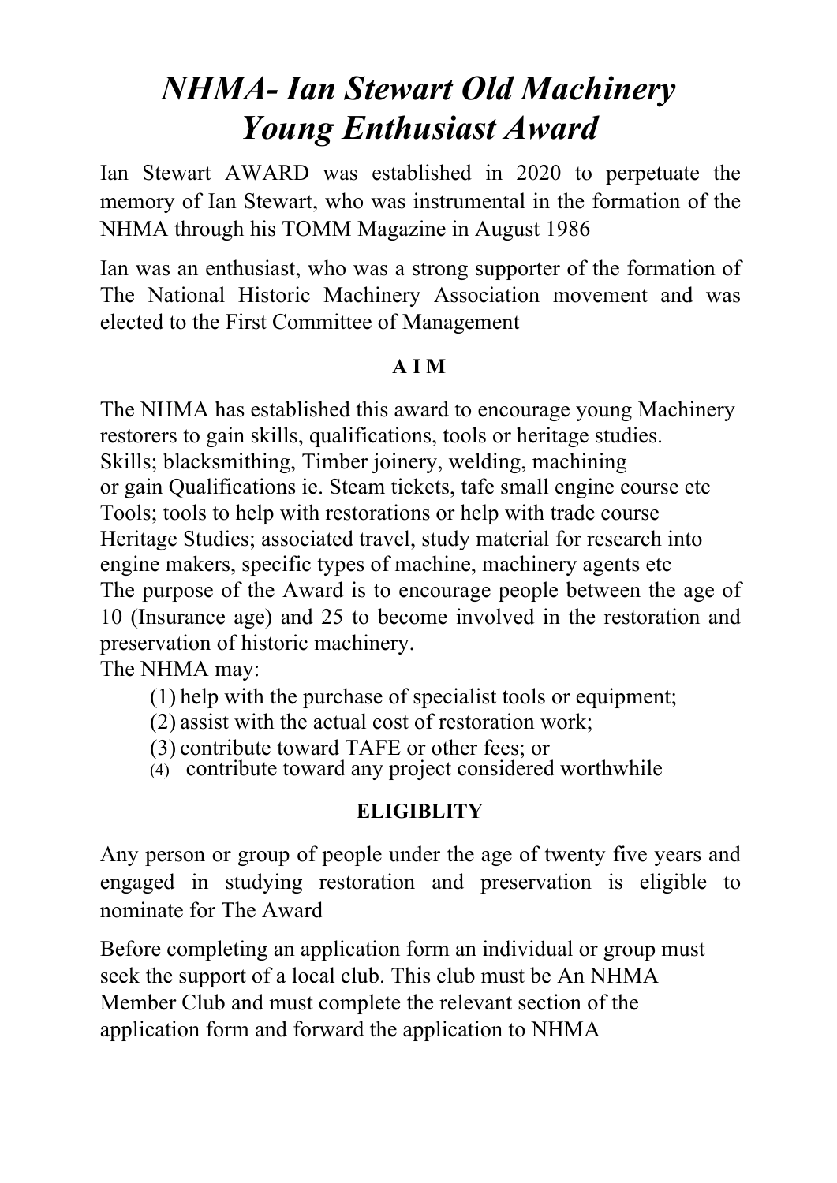# *NHMA- Ian Stewart Old Machinery Young Enthusiast Award*

Ian Stewart AWARD was established in 2020 to perpetuate the memory of Ian Stewart, who was instrumental in the formation of the NHMA through his TOMM Magazine in August 1986

Ian was an enthusiast, who was a strong supporter of the formation of The National Historic Machinery Association movement and was elected to the First Committee of Management

**A I M**

The NHMA has established this award to encourage young Machinery restorers to gain skills, qualifications, tools or heritage studies.
Skills; blacksmithing, Timber joinery, welding, machining
or gain Qualifications ie. Steam tickets, tafe small engine course etc
Tools; tools to help with restorations or help with trade course
Heritage Studies; associated travel, study material for research into engine makers, specific types of machine, machinery agents etc
The purpose of the Award is to encourage people between the age of 10 (Insurance age) and 25 to become involved in the restoration and preservation of historic machinery.
The NHMA may:

(1) help with the purchase of specialist tools or equipment;
(2) assist with the actual cost of restoration work;
(3) contribute toward TAFE or other fees; or
(4) contribute toward any project considered worthwhile

**ELIGIBLITY**

Any person or group of people under the age of twenty five years and engaged in studying restoration and preservation is eligible to nominate for The Award

Before completing an application form an individual or group must seek the support of a local club. This club must be An NHMA Member Club and must complete the relevant section of the application form and forward the application to NHMA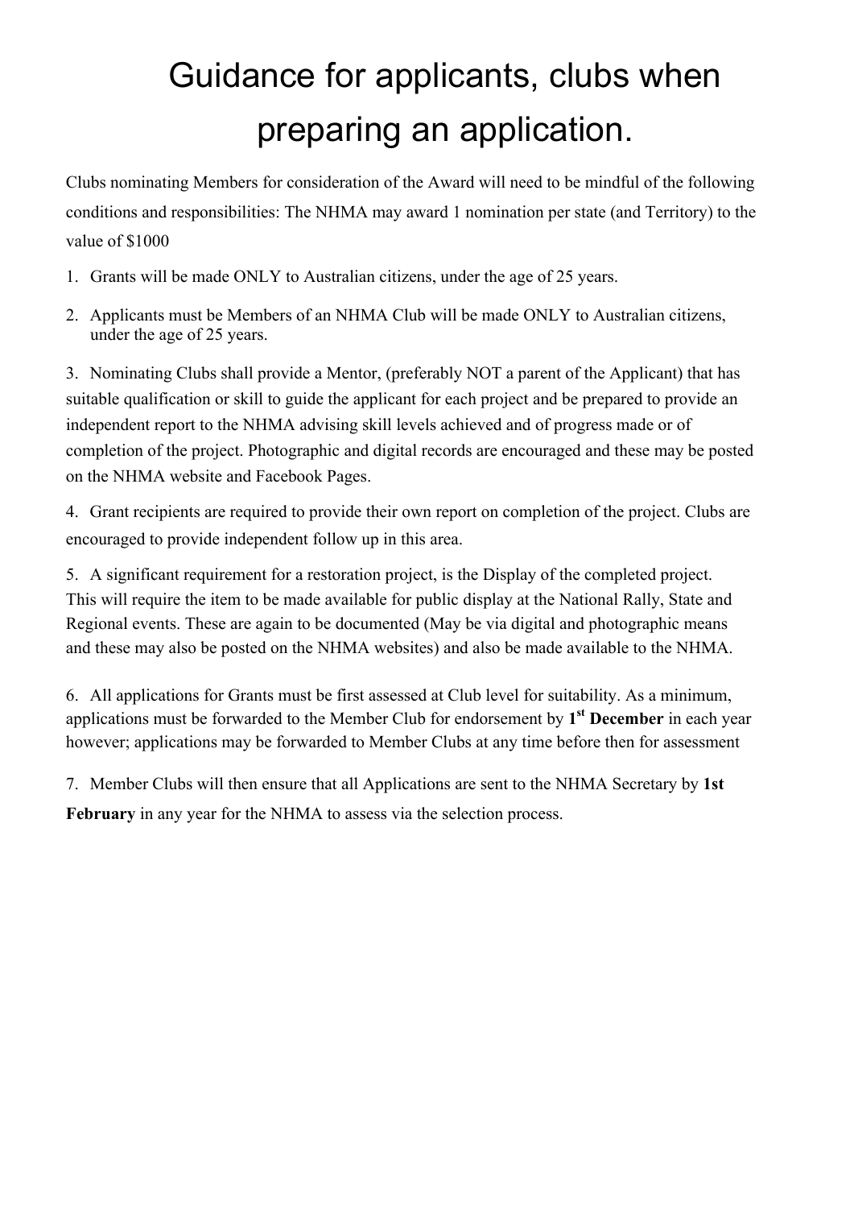# Guidance for applicants, clubs when preparing an application.

Clubs nominating Members for consideration of the Award will need to be mindful of the following conditions and responsibilities: The NHMA may award 1 nomination per state (and Territory) to the value of $1000

1. Grants will be made ONLY to Australian citizens, under the age of 25 years.
2. Applicants must be Members of an NHMA Club will be made ONLY to Australian citizens, under the age of 25 years.
3. Nominating Clubs shall provide a Mentor, (preferably NOT a parent of the Applicant) that has suitable qualification or skill to guide the applicant for each project and be prepared to provide an independent report to the NHMA advising skill levels achieved and of progress made or of completion of the project. Photographic and digital records are encouraged and these may be posted on the NHMA website and Facebook Pages.
4. Grant recipients are required to provide their own report on completion of the project. Clubs are encouraged to provide independent follow up in this area.
5. A significant requirement for a restoration project, is the Display of the completed project. This will require the item to be made available for public display at the National Rally, State and Regional events. These are again to be documented (May be via digital and photographic means and these may also be posted on the NHMA websites) and also be made available to the NHMA.
6. All applications for Grants must be first assessed at Club level for suitability. As a minimum, applications must be forwarded to the Member Club for endorsement by **1st December** in each year however; applications may be forwarded to Member Clubs at any time before then for assessment
7. Member Clubs will then ensure that all Applications are sent to the NHMA Secretary by **1st February** in any year for the NHMA to assess via the selection process.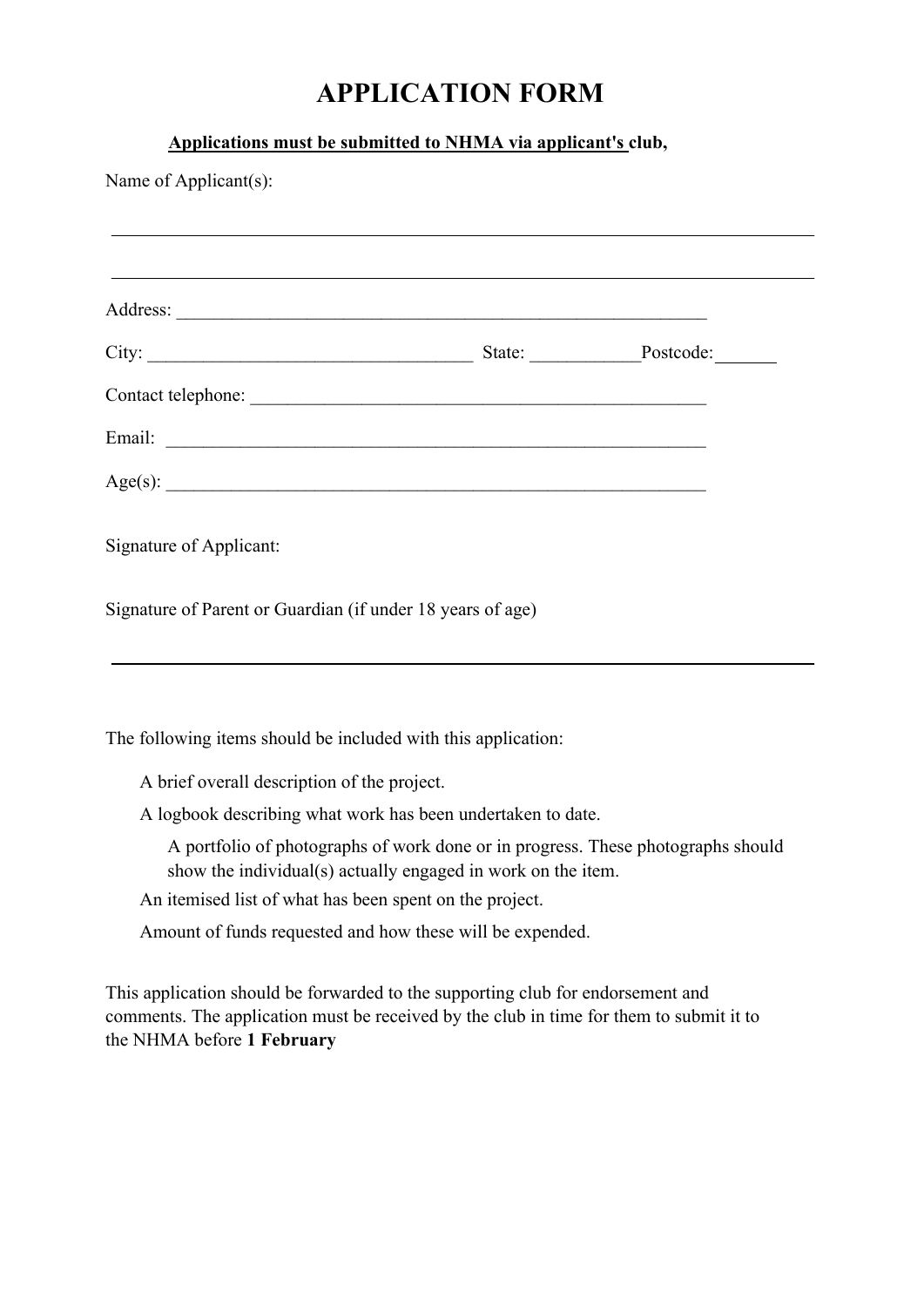# APPLICATION FORM

**Applications must be submitted to NHMA via applicant's club,**

Name of Applicant(s):

______________________________________________________________________

______________________________________________________________________

Address: ____________________________________________________________

City: ___________________________________ State: ____________Postcode:_______

Contact telephone: ____________________________________________________

Email: ______________________________________________________________

Age(s): _____________________________________________________________

Signature of Applicant:

Signature of Parent or Guardian (if under 18 years of age)

______________________________________________________________________

The following items should be included with this application:

- A brief overall description of the project.
- A logbook describing what work has been undertaken to date.
- A portfolio of photographs of work done or in progress. These photographs should show the individual(s) actually engaged in work on the item.
- An itemised list of what has been spent on the project.
- Amount of funds requested and how these will be expended.

This application should be forwarded to the supporting club for endorsement and comments. The application must be received by the club in time for them to submit it to the NHMA before **1 February**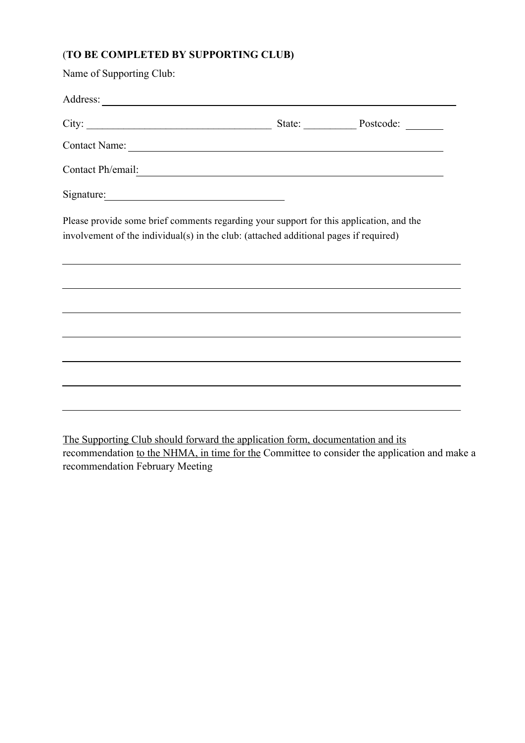(**TO BE COMPLETED BY SUPPORTING CLUB)**

Name of Supporting Club:

Address: ___________________________________________________________

City: ___________________________________ State: __________ Postcode: _______

Contact Name: ______________________________________________________

Contact Ph/email: ____________________________________________________

Signature: ________________________________

Please provide some brief comments regarding your support for this application, and the involvement of the individual(s) in the club: (attached additional pages if required)

_____________________________________________________________________________

_____________________________________________________________________________

_____________________________________________________________________________

_____________________________________________________________________________

_____________________________________________________________________________

_____________________________________________________________________________

_____________________________________________________________________________

The Supporting Club should forward the application form, documentation and its recommendation to the NHMA, in time for the Committee to consider the application and make a recommendation February Meeting